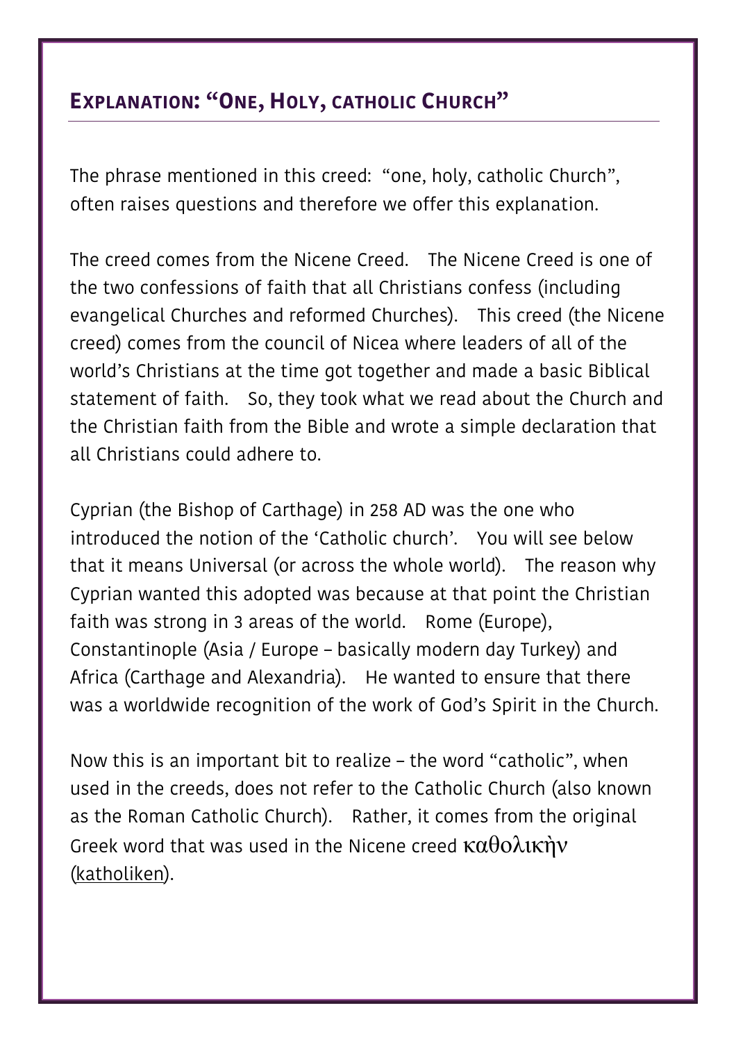## Explanation: "One, Holy, catholic Church"

The phrase mentioned in this creed: "one, holy, catholic Church", often raises questions and therefore we offer this explanation.

The creed comes from the Nicene Creed. The Nicene Creed is one of the two confessions of faith that all Christians confess (including evangelical Churches and reformed Churches). This creed (the Nicene creed) comes from the council of Nicea where leaders of all of the world's Christians at the time got together and made a basic Biblical statement of faith. So, they took what we read about the Church and the Christian faith from the Bible and wrote a simple declaration that all Christians could adhere to.

Cyprian (the Bishop of Carthage) in 258 AD was the one who introduced the notion of the 'Catholic church'. You will see below that it means Universal (or across the whole world). The reason why Cyprian wanted this adopted was because at that point the Christian faith was strong in 3 areas of the world. Rome (Europe), Constantinople (Asia / Europe – basically modern day Turkey) and Africa (Carthage and Alexandria). He wanted to ensure that there was a worldwide recognition of the work of God's Spirit in the Church.

Now this is an important bit to realize – the word "catholic", when used in the creeds, does not refer to the Catholic Church (also known as the Roman Catholic Church). Rather, it comes from the original Greek word that was used in the Nicene creed καθολικὴν (katholiken).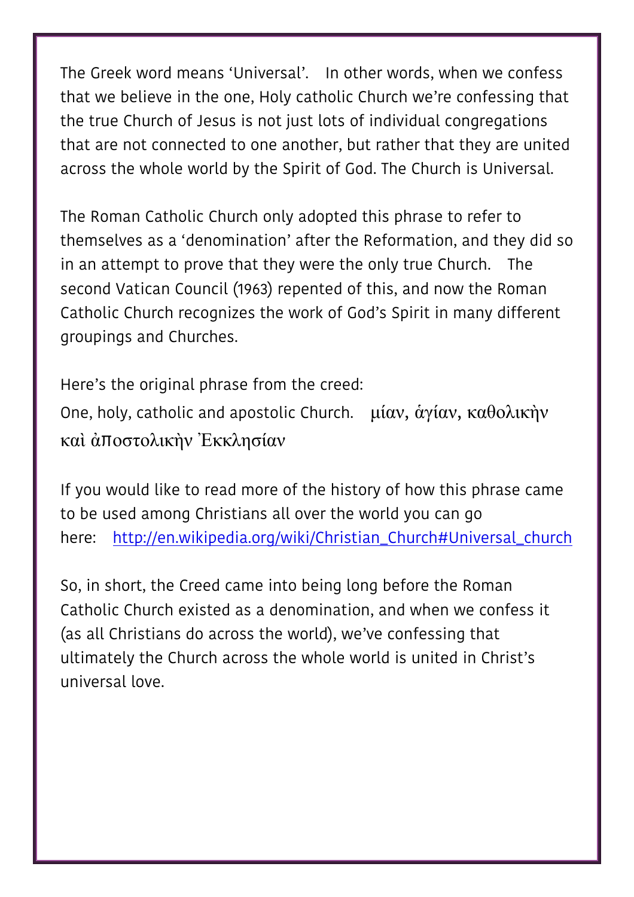The Greek word means 'Universal'.   In other words, when we confess that we believe in the one, Holy catholic Church we're confessing that the true Church of Jesus is not just lots of individual congregations that are not connected to one another, but rather that they are united across the whole world by the Spirit of God. The Church is Universal.

The Roman Catholic Church only adopted this phrase to refer to themselves as a 'denomination' after the Reformation, and they did so in an attempt to prove that they were the only true Church.   The second Vatican Council (1963) repented of this, and now the Roman Catholic Church recognizes the work of God's Spirit in many different groupings and Churches.

Here's the original phrase from the creed:
One, holy, catholic and apostolic Church.   μίαν, ἁγίαν, καθολικὴν καὶ ἀποστολικὴν Ἐκκλησίαν

If you would like to read more of the history of how this phrase came to be used among Christians all over the world you can go here:   [http://en.wikipedia.org/wiki/Christian_Church#Universal_church](http://en.wikipedia.org/wiki/Christian_Church#Universal_church)

So, in short, the Creed came into being long before the Roman Catholic Church existed as a denomination, and when we confess it (as all Christians do across the world), we've confessing that ultimately the Church across the whole world is united in Christ's universal love.